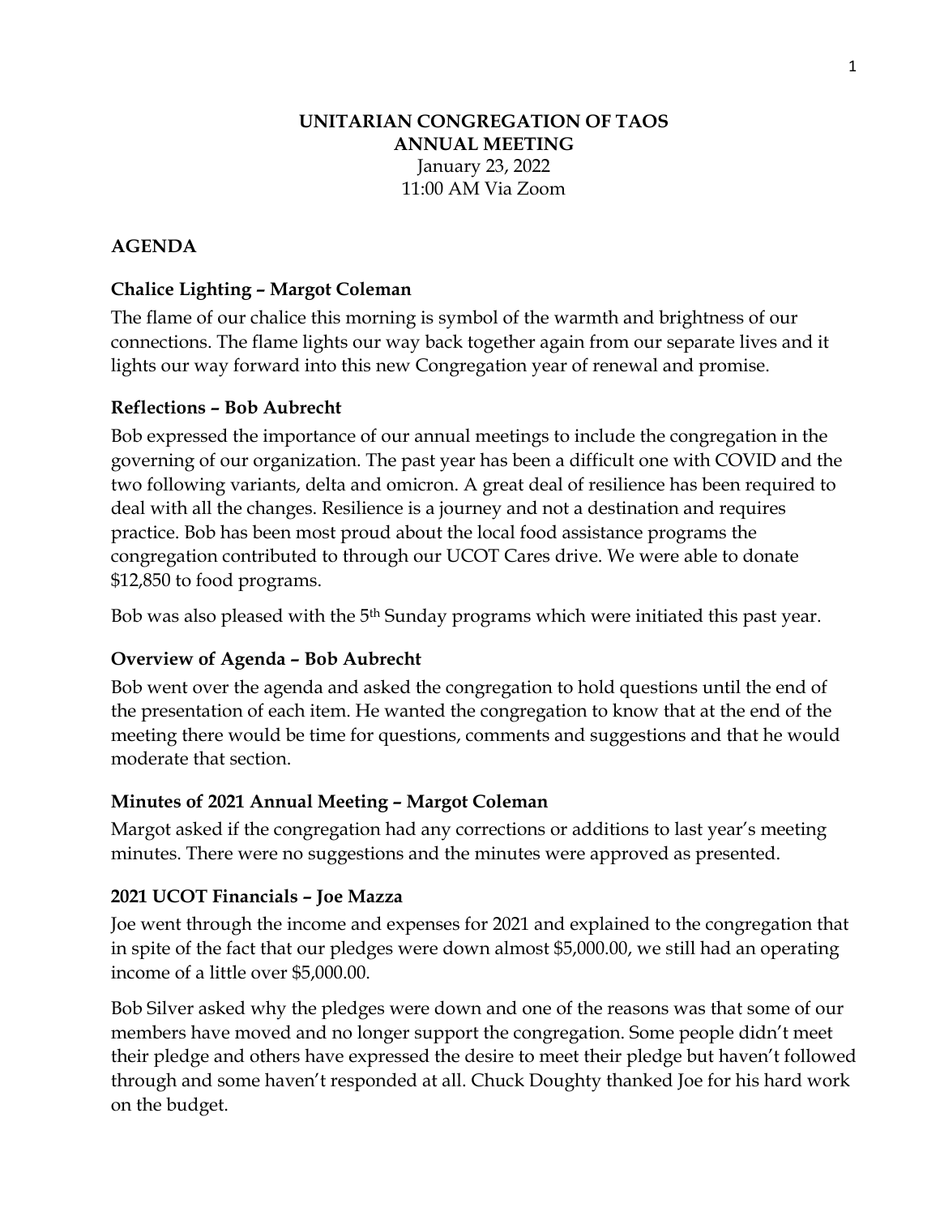# UNITARIAN CONGREGATION OF TAOS
# ANNUAL MEETING

January 23, 2022
11:00 AM Via Zoom

## AGENDA

### Chalice Lighting – Margot Coleman

The flame of our chalice this morning is symbol of the warmth and brightness of our connections. The flame lights our way back together again from our separate lives and it lights our way forward into this new Congregation year of renewal and promise.

### Reflections – Bob Aubrecht

Bob expressed the importance of our annual meetings to include the congregation in the governing of our organization. The past year has been a difficult one with COVID and the two following variants, delta and omicron. A great deal of resilience has been required to deal with all the changes. Resilience is a journey and not a destination and requires practice. Bob has been most proud about the local food assistance programs the congregation contributed to through our UCOT Cares drive. We were able to donate $12,850 to food programs.

Bob was also pleased with the 5th Sunday programs which were initiated this past year.

### Overview of Agenda – Bob Aubrecht

Bob went over the agenda and asked the congregation to hold questions until the end of the presentation of each item. He wanted the congregation to know that at the end of the meeting there would be time for questions, comments and suggestions and that he would moderate that section.

### Minutes of 2021 Annual Meeting – Margot Coleman

Margot asked if the congregation had any corrections or additions to last year's meeting minutes. There were no suggestions and the minutes were approved as presented.

### 2021 UCOT Financials – Joe Mazza

Joe went through the income and expenses for 2021 and explained to the congregation that in spite of the fact that our pledges were down almost $5,000.00, we still had an operating income of a little over $5,000.00.

Bob Silver asked why the pledges were down and one of the reasons was that some of our members have moved and no longer support the congregation. Some people didn't meet their pledge and others have expressed the desire to meet their pledge but haven't followed through and some haven't responded at all. Chuck Doughty thanked Joe for his hard work on the budget.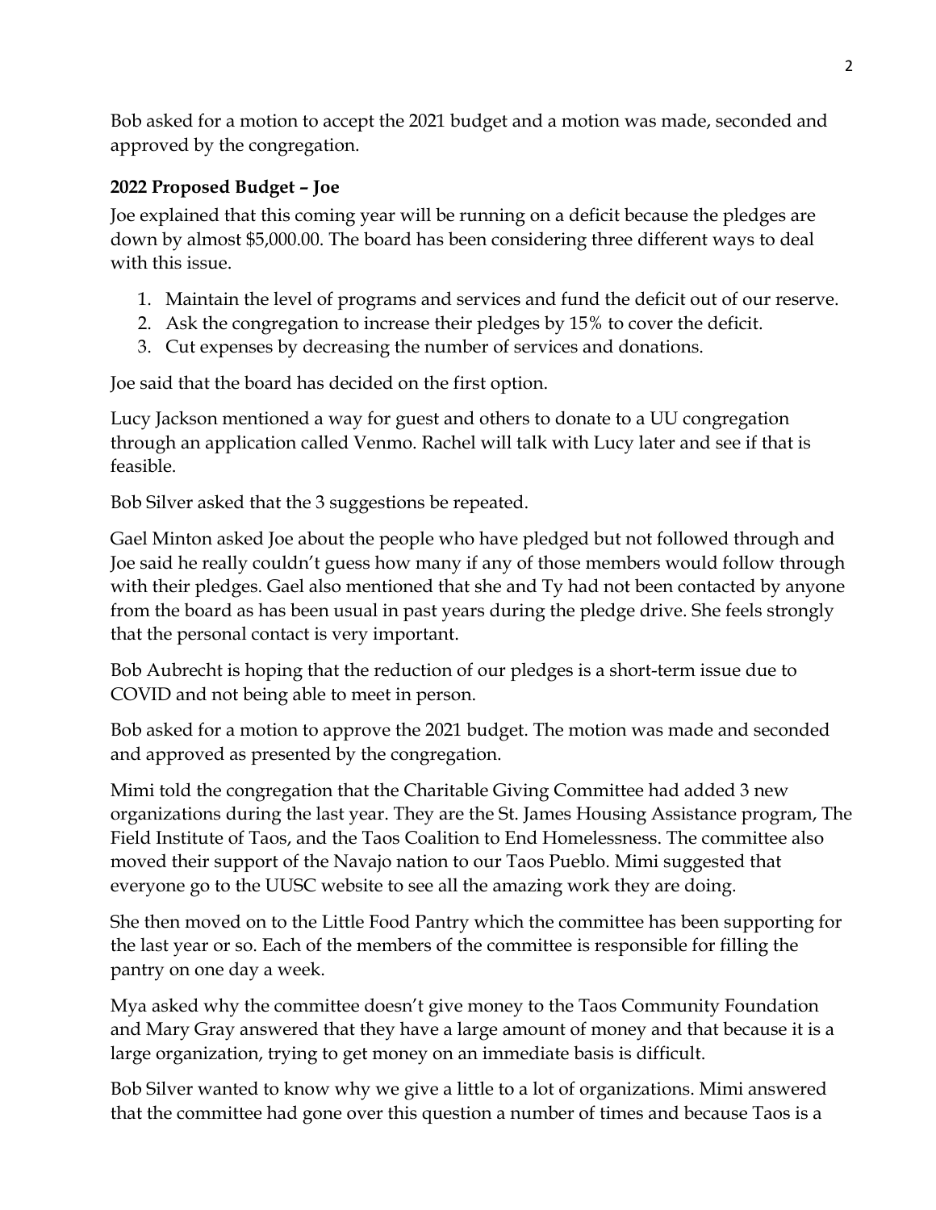Bob asked for a motion to accept the 2021 budget and a motion was made, seconded and approved by the congregation.

**2022 Proposed Budget – Joe**

Joe explained that this coming year will be running on a deficit because the pledges are down by almost $5,000.00. The board has been considering three different ways to deal with this issue.

1. Maintain the level of programs and services and fund the deficit out of our reserve.
2. Ask the congregation to increase their pledges by 15% to cover the deficit.
3. Cut expenses by decreasing the number of services and donations.

Joe said that the board has decided on the first option.

Lucy Jackson mentioned a way for guest and others to donate to a UU congregation through an application called Venmo. Rachel will talk with Lucy later and see if that is feasible.

Bob Silver asked that the 3 suggestions be repeated.

Gael Minton asked Joe about the people who have pledged but not followed through and Joe said he really couldn't guess how many if any of those members would follow through with their pledges. Gael also mentioned that she and Ty had not been contacted by anyone from the board as has been usual in past years during the pledge drive. She feels strongly that the personal contact is very important.

Bob Aubrecht is hoping that the reduction of our pledges is a short-term issue due to COVID and not being able to meet in person.

Bob asked for a motion to approve the 2021 budget. The motion was made and seconded and approved as presented by the congregation.

Mimi told the congregation that the Charitable Giving Committee had added 3 new organizations during the last year. They are the St. James Housing Assistance program, The Field Institute of Taos, and the Taos Coalition to End Homelessness. The committee also moved their support of the Navajo nation to our Taos Pueblo. Mimi suggested that everyone go to the UUSC website to see all the amazing work they are doing.

She then moved on to the Little Food Pantry which the committee has been supporting for the last year or so. Each of the members of the committee is responsible for filling the pantry on one day a week.

Mya asked why the committee doesn't give money to the Taos Community Foundation and Mary Gray answered that they have a large amount of money and that because it is a large organization, trying to get money on an immediate basis is difficult.

Bob Silver wanted to know why we give a little to a lot of organizations. Mimi answered that the committee had gone over this question a number of times and because Taos is a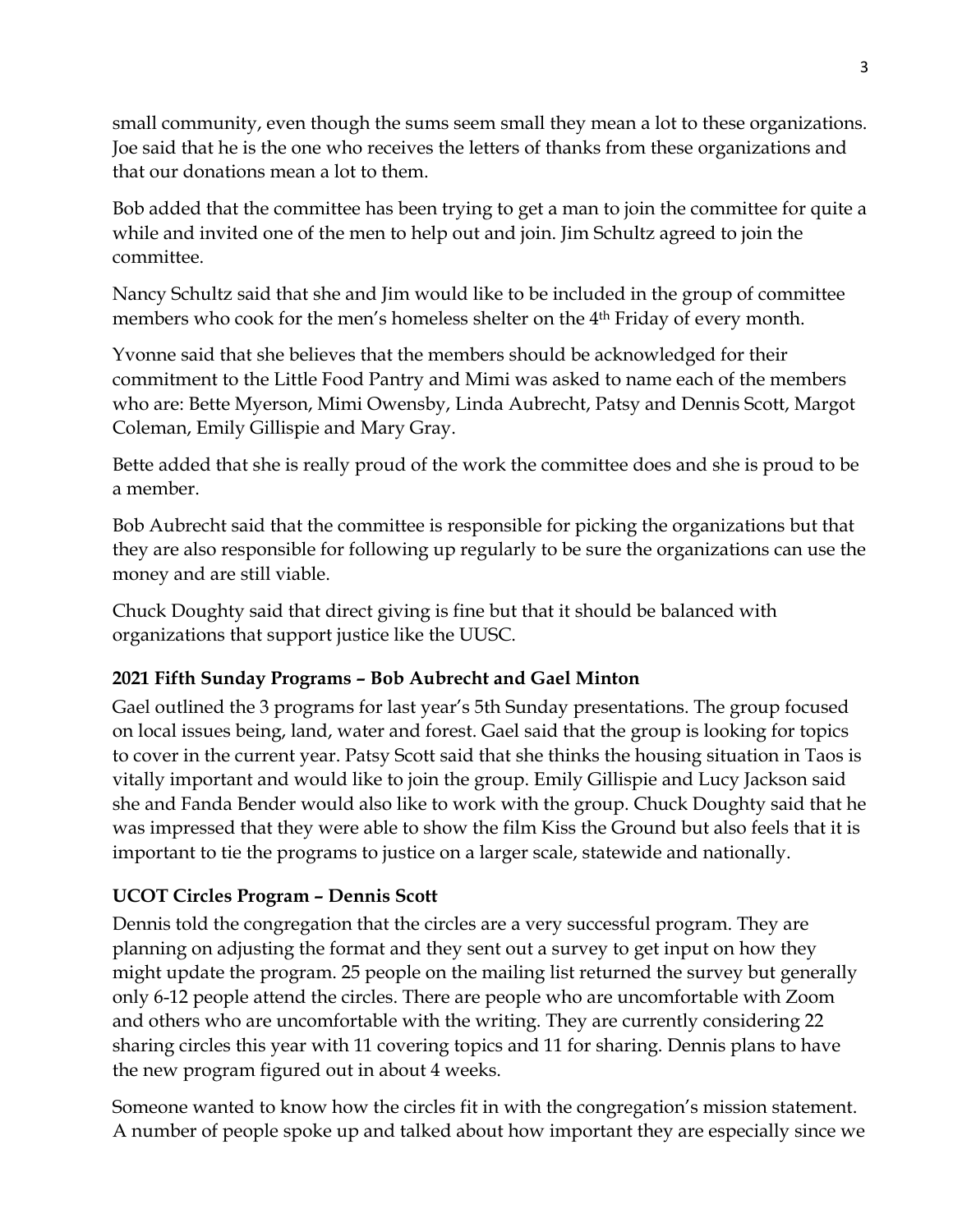small community, even though the sums seem small they mean a lot to these organizations. Joe said that he is the one who receives the letters of thanks from these organizations and that our donations mean a lot to them.

Bob added that the committee has been trying to get a man to join the committee for quite a while and invited one of the men to help out and join. Jim Schultz agreed to join the committee.

Nancy Schultz said that she and Jim would like to be included in the group of committee members who cook for the men's homeless shelter on the 4th Friday of every month.

Yvonne said that she believes that the members should be acknowledged for their commitment to the Little Food Pantry and Mimi was asked to name each of the members who are: Bette Myerson, Mimi Owensby, Linda Aubrecht, Patsy and Dennis Scott, Margot Coleman, Emily Gillispie and Mary Gray.

Bette added that she is really proud of the work the committee does and she is proud to be a member.

Bob Aubrecht said that the committee is responsible for picking the organizations but that they are also responsible for following up regularly to be sure the organizations can use the money and are still viable.

Chuck Doughty said that direct giving is fine but that it should be balanced with organizations that support justice like the UUSC.

**2021 Fifth Sunday Programs – Bob Aubrecht and Gael Minton**

Gael outlined the 3 programs for last year's 5th Sunday presentations. The group focused on local issues being, land, water and forest. Gael said that the group is looking for topics to cover in the current year. Patsy Scott said that she thinks the housing situation in Taos is vitally important and would like to join the group. Emily Gillispie and Lucy Jackson said she and Fanda Bender would also like to work with the group. Chuck Doughty said that he was impressed that they were able to show the film Kiss the Ground but also feels that it is important to tie the programs to justice on a larger scale, statewide and nationally.

**UCOT Circles Program – Dennis Scott**

Dennis told the congregation that the circles are a very successful program. They are planning on adjusting the format and they sent out a survey to get input on how they might update the program. 25 people on the mailing list returned the survey but generally only 6-12 people attend the circles. There are people who are uncomfortable with Zoom and others who are uncomfortable with the writing. They are currently considering 22 sharing circles this year with 11 covering topics and 11 for sharing. Dennis plans to have the new program figured out in about 4 weeks.

Someone wanted to know how the circles fit in with the congregation's mission statement. A number of people spoke up and talked about how important they are especially since we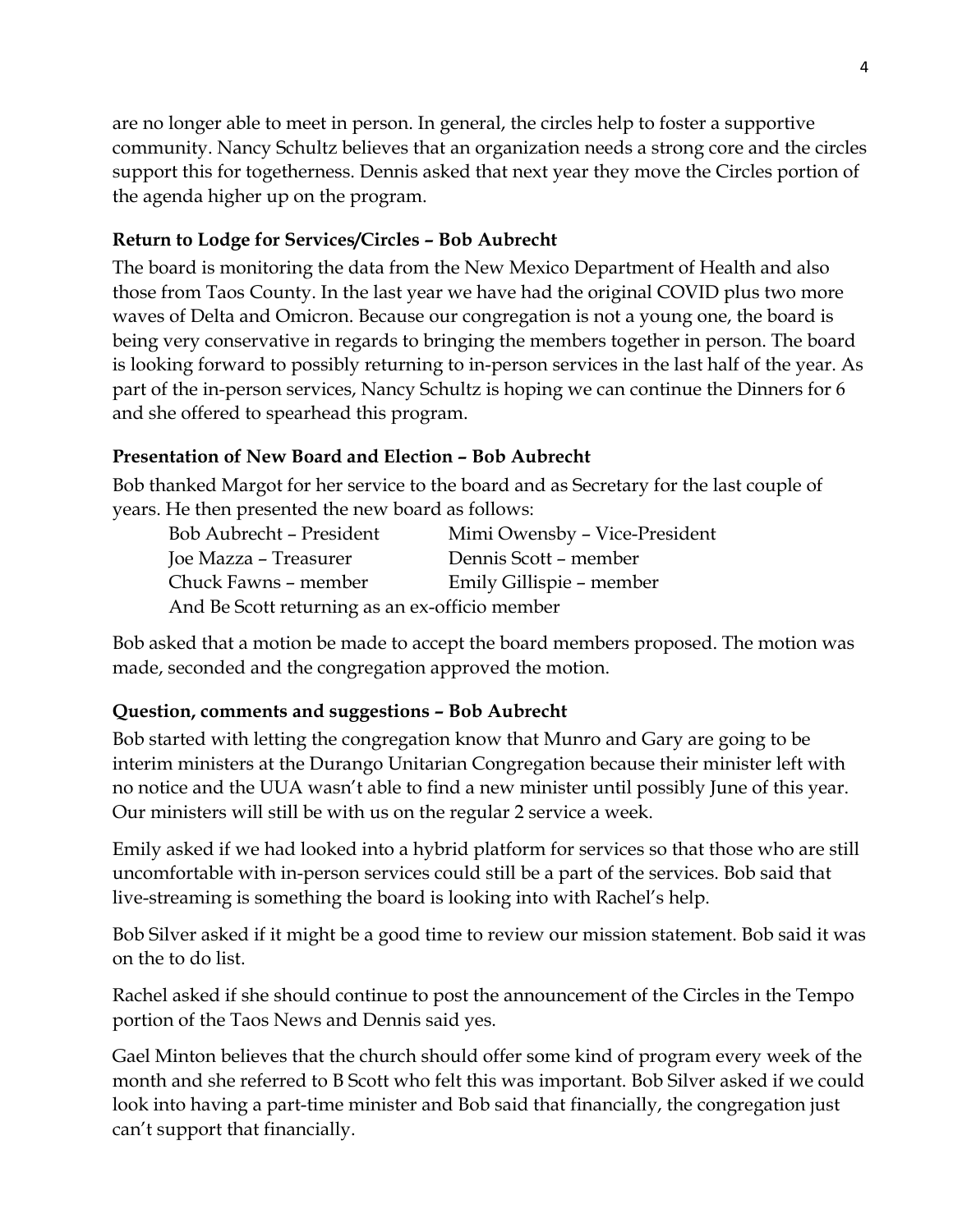are no longer able to meet in person. In general, the circles help to foster a supportive community. Nancy Schultz believes that an organization needs a strong core and the circles support this for togetherness. Dennis asked that next year they move the Circles portion of the agenda higher up on the program.

**Return to Lodge for Services/Circles – Bob Aubrecht**

The board is monitoring the data from the New Mexico Department of Health and also those from Taos County. In the last year we have had the original COVID plus two more waves of Delta and Omicron. Because our congregation is not a young one, the board is being very conservative in regards to bringing the members together in person. The board is looking forward to possibly returning to in-person services in the last half of the year. As part of the in-person services, Nancy Schultz is hoping we can continue the Dinners for 6 and she offered to spearhead this program.

**Presentation of New Board and Election – Bob Aubrecht**

Bob thanked Margot for her service to the board and as Secretary for the last couple of years. He then presented the new board as follows:

| | |
|---|---|
| Bob Aubrecht – President | Mimi Owensby – Vice-President |
| Joe Mazza – Treasurer | Dennis Scott – member |
| Chuck Fawns – member | Emily Gillispie – member |

And Be Scott returning as an ex-officio member

Bob asked that a motion be made to accept the board members proposed. The motion was made, seconded and the congregation approved the motion.

**Question, comments and suggestions – Bob Aubrecht**

Bob started with letting the congregation know that Munro and Gary are going to be interim ministers at the Durango Unitarian Congregation because their minister left with no notice and the UUA wasn't able to find a new minister until possibly June of this year. Our ministers will still be with us on the regular 2 service a week.

Emily asked if we had looked into a hybrid platform for services so that those who are still uncomfortable with in-person services could still be a part of the services. Bob said that live-streaming is something the board is looking into with Rachel's help.

Bob Silver asked if it might be a good time to review our mission statement. Bob said it was on the to do list.

Rachel asked if she should continue to post the announcement of the Circles in the Tempo portion of the Taos News and Dennis said yes.

Gael Minton believes that the church should offer some kind of program every week of the month and she referred to B Scott who felt this was important. Bob Silver asked if we could look into having a part-time minister and Bob said that financially, the congregation just can't support that financially.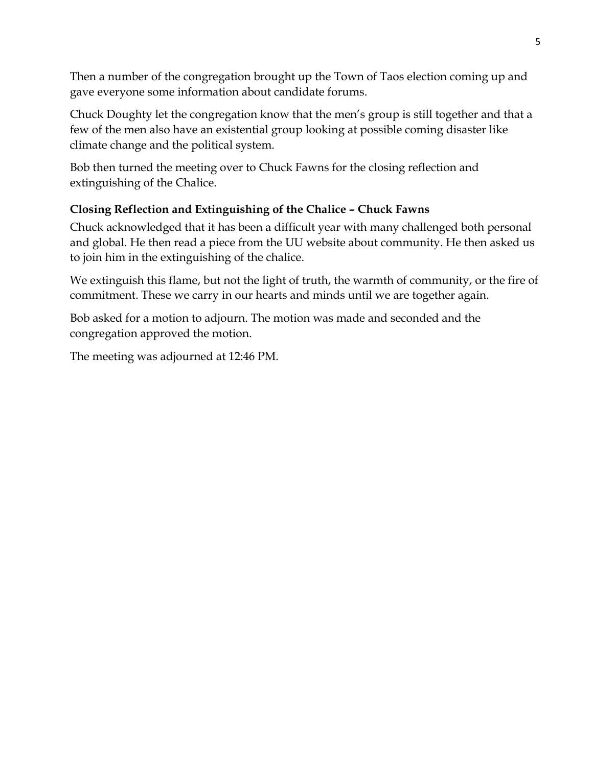Then a number of the congregation brought up the Town of Taos election coming up and gave everyone some information about candidate forums.

Chuck Doughty let the congregation know that the men's group is still together and that a few of the men also have an existential group looking at possible coming disaster like climate change and the political system.

Bob then turned the meeting over to Chuck Fawns for the closing reflection and extinguishing of the Chalice.

**Closing Reflection and Extinguishing of the Chalice – Chuck Fawns**

Chuck acknowledged that it has been a difficult year with many challenged both personal and global. He then read a piece from the UU website about community. He then asked us to join him in the extinguishing of the chalice.

We extinguish this flame, but not the light of truth, the warmth of community, or the fire of commitment. These we carry in our hearts and minds until we are together again.

Bob asked for a motion to adjourn. The motion was made and seconded and the congregation approved the motion.

The meeting was adjourned at 12:46 PM.